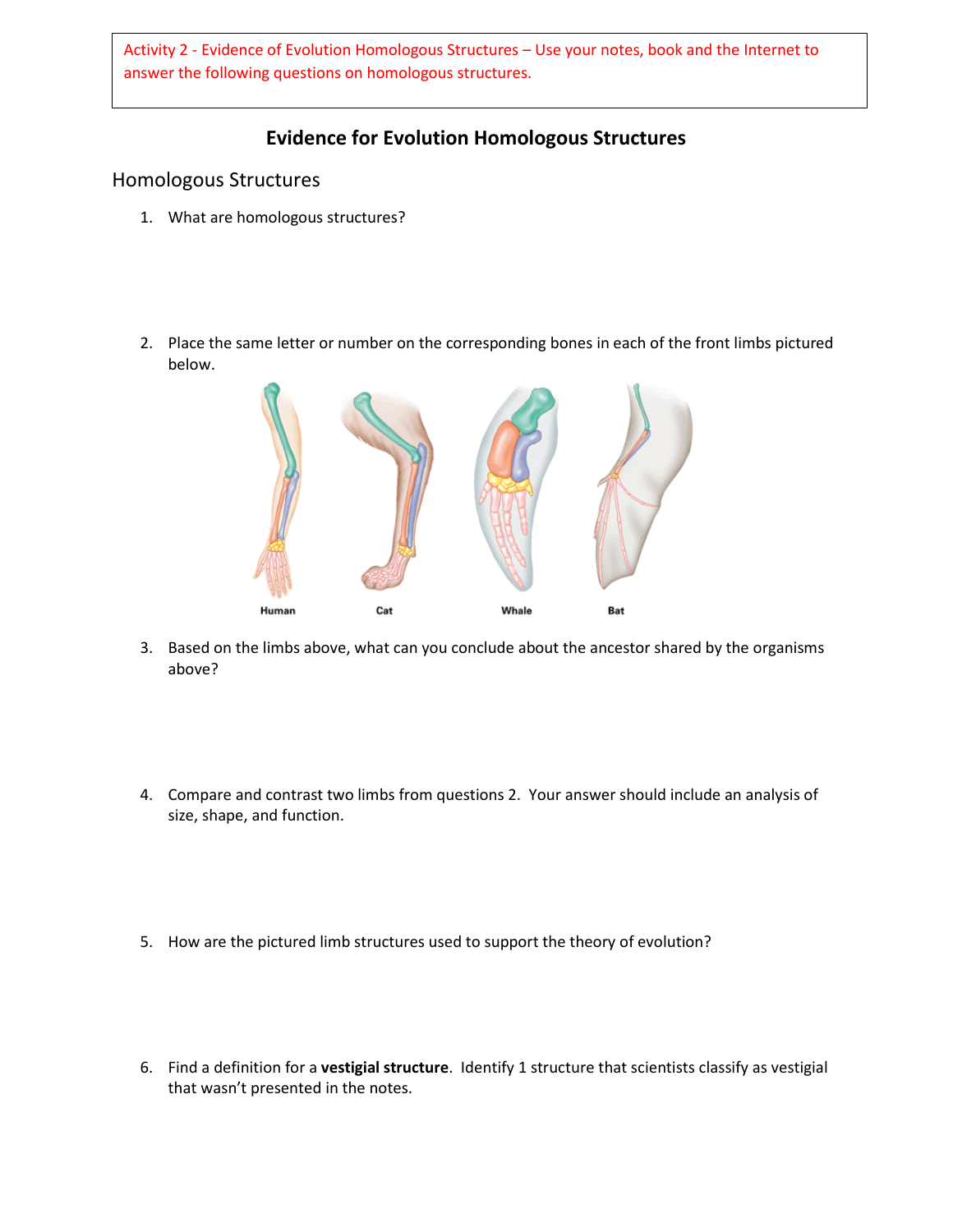Activity 2 - Evidence of Evolution Homologous Structures – Use your notes, book and the Internet to answer the following questions on homologous structures.

# Evidence for Evolution Homologous Structures

## Homologous Structures

1. What are homologous structures?

2. Place the same letter or number on the corresponding bones in each of the front limbs pictured below.

Human Cat Whale Bat

3. Based on the limbs above, what can you conclude about the ancestor shared by the organisms above?

4. Compare and contrast two limbs from questions 2. Your answer should include an analysis of size, shape, and function.

5. How are the pictured limb structures used to support the theory of evolution?

6. Find a definition for a **vestigial structure**. Identify 1 structure that scientists classify as vestigial that wasn't presented in the notes.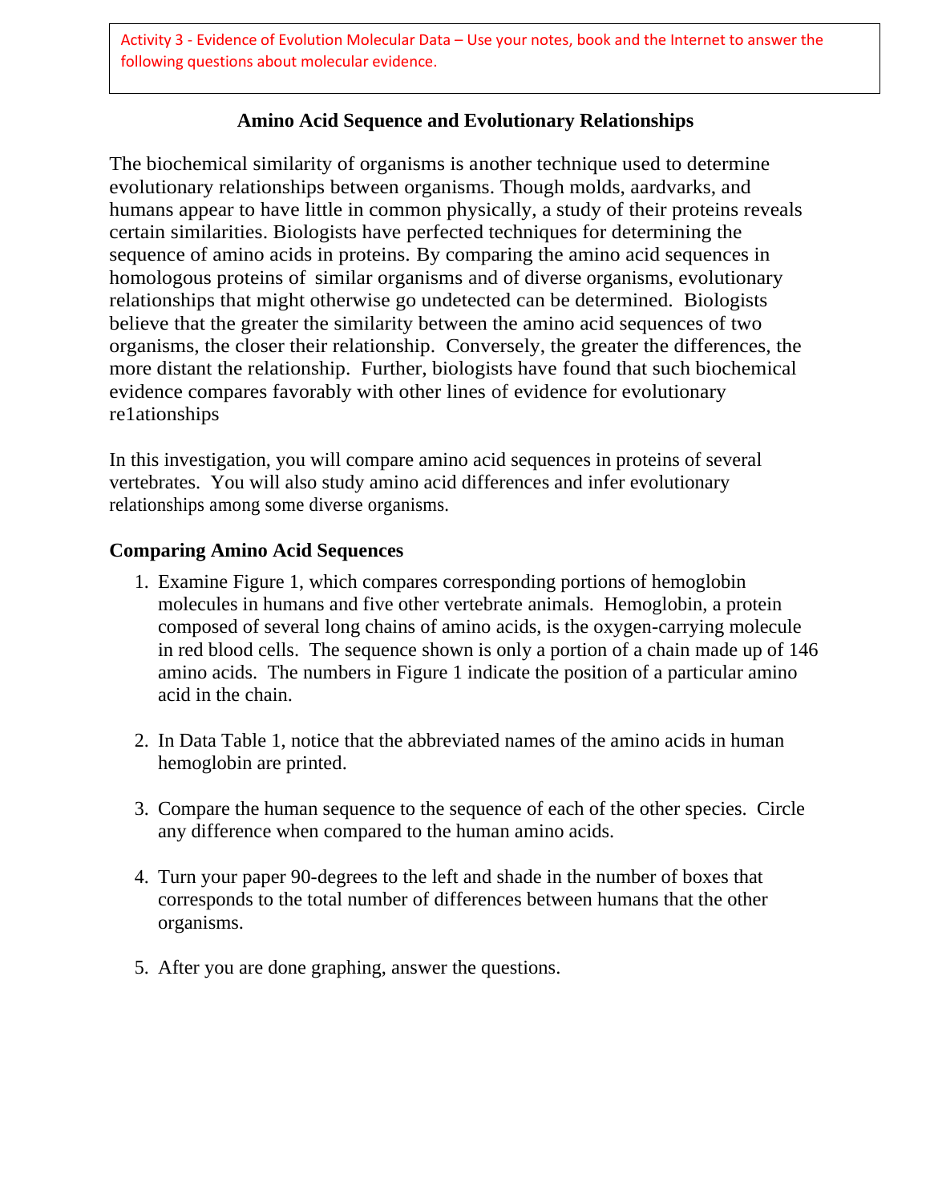Activity 3 - Evidence of Evolution Molecular Data – Use your notes, book and the Internet to answer the following questions about molecular evidence.

## Amino Acid Sequence and Evolutionary Relationships

The biochemical similarity of organisms is another technique used to determine evolutionary relationships between organisms. Though molds, aardvarks, and humans appear to have little in common physically, a study of their proteins reveals certain similarities. Biologists have perfected techniques for determining the sequence of amino acids in proteins. By comparing the amino acid sequences in homologous proteins of similar organisms and of diverse organisms, evolutionary relationships that might otherwise go undetected can be determined. Biologists believe that the greater the similarity between the amino acid sequences of two organisms, the closer their relationship. Conversely, the greater the differences, the more distant the relationship. Further, biologists have found that such biochemical evidence compares favorably with other lines of evidence for evolutionary re1ationships

In this investigation, you will compare amino acid sequences in proteins of several vertebrates. You will also study amino acid differences and infer evolutionary relationships among some diverse organisms.

### Comparing Amino Acid Sequences

1. Examine Figure 1, which compares corresponding portions of hemoglobin molecules in humans and five other vertebrate animals. Hemoglobin, a protein composed of several long chains of amino acids, is the oxygen-carrying molecule in red blood cells. The sequence shown is only a portion of a chain made up of 146 amino acids. The numbers in Figure 1 indicate the position of a particular amino acid in the chain.

2. In Data Table 1, notice that the abbreviated names of the amino acids in human hemoglobin are printed.

3. Compare the human sequence to the sequence of each of the other species. Circle any difference when compared to the human amino acids.

4. Turn your paper 90-degrees to the left and shade in the number of boxes that corresponds to the total number of differences between humans that the other organisms.

5. After you are done graphing, answer the questions.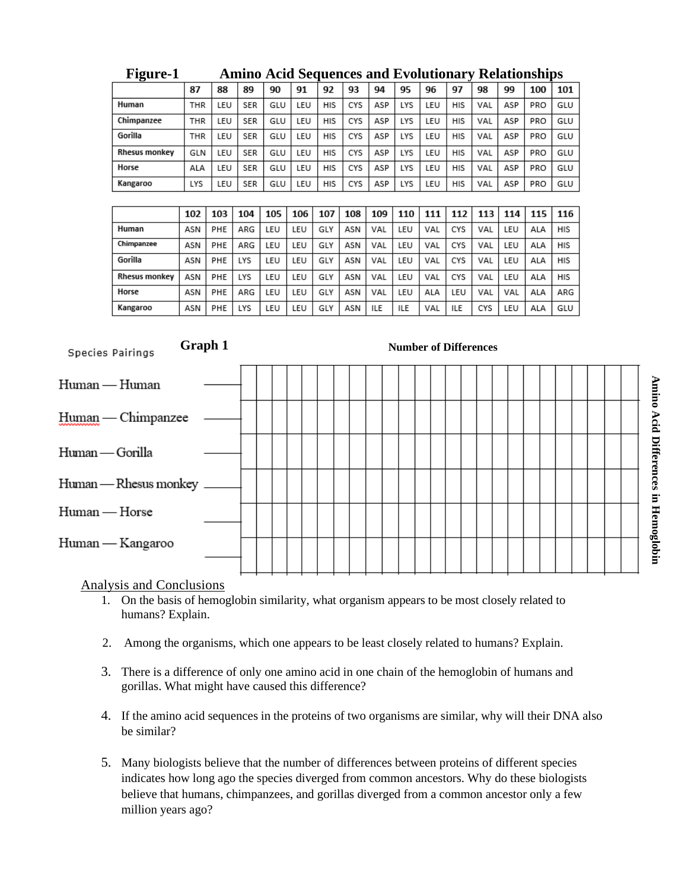**Figure-1 Amino Acid Sequences and Evolutionary Relationships**

| | 87 | 88 | 89 | 90 | 91 | 92 | 93 | 94 | 95 | 96 | 97 | 98 | 99 | 100 | 101 |
|---|---|---|---|---|---|---|---|---|---|---|---|---|---|---|---|
| Human | THR | LEU | SER | GLU | LEU | HIS | CYS | ASP | LYS | LEU | HIS | VAL | ASP | PRO | GLU |
| Chimpanzee | THR | LEU | SER | GLU | LEU | HIS | CYS | ASP | LYS | LEU | HIS | VAL | ASP | PRO | GLU |
| Gorilla | THR | LEU | SER | GLU | LEU | HIS | CYS | ASP | LYS | LEU | HIS | VAL | ASP | PRO | GLU |
| Rhesus monkey | GLN | LEU | SER | GLU | LEU | HIS | CYS | ASP | LYS | LEU | HIS | VAL | ASP | PRO | GLU |
| Horse | ALA | LEU | SER | GLU | LEU | HIS | CYS | ASP | LYS | LEU | HIS | VAL | ASP | PRO | GLU |
| Kangaroo | LYS | LEU | SER | GLU | LEU | HIS | CYS | ASP | LYS | LEU | HIS | VAL | ASP | PRO | GLU |

| | 102 | 103 | 104 | 105 | 106 | 107 | 108 | 109 | 110 | 111 | 112 | 113 | 114 | 115 | 116 |
|---|---|---|---|---|---|---|---|---|---|---|---|---|---|---|---|
| Human | ASN | PHE | ARG | LEU | LEU | GLY | ASN | VAL | LEU | VAL | CYS | VAL | LEU | ALA | HIS |
| Chimpanzee | ASN | PHE | ARG | LEU | LEU | GLY | ASN | VAL | LEU | VAL | CYS | VAL | LEU | ALA | HIS |
| Gorilla | ASN | PHE | LYS | LEU | LEU | GLY | ASN | VAL | LEU | VAL | CYS | VAL | LEU | ALA | HIS |
| Rhesus monkey | ASN | PHE | LYS | LEU | LEU | GLY | ASN | VAL | LEU | VAL | CYS | VAL | LEU | ALA | HIS |
| Horse | ASN | PHE | ARG | LEU | LEU | GLY | ASN | VAL | LEU | ALA | LEU | VAL | VAL | ALA | ARG |
| Kangaroo | ASN | PHE | LYS | LEU | LEU | GLY | ASN | ILE | ILE | VAL | ILE | CYS | LEU | ALA | GLU |

**Graph 1**

**Number of Differences**

Species Pairings

Human — Human

Human — Chimpanzee

Human — Gorilla

Human — Rhesus monkey

Human — Horse

Human — Kangaroo

**Amino Acid Differences in Hemoglobin**

Analysis and Conclusions

1. On the basis of hemoglobin similarity, what organism appears to be most closely related to humans? Explain.

2. Among the organisms, which one appears to be least closely related to humans? Explain.

3. There is a difference of only one amino acid in one chain of the hemoglobin of humans and gorillas. What might have caused this difference?

4. If the amino acid sequences in the proteins of two organisms are similar, why will their DNA also be similar?

5. Many biologists believe that the number of differences between proteins of different species indicates how long ago the species diverged from common ancestors. Why do these biologists believe that humans, chimpanzees, and gorillas diverged from a common ancestor only a few million years ago?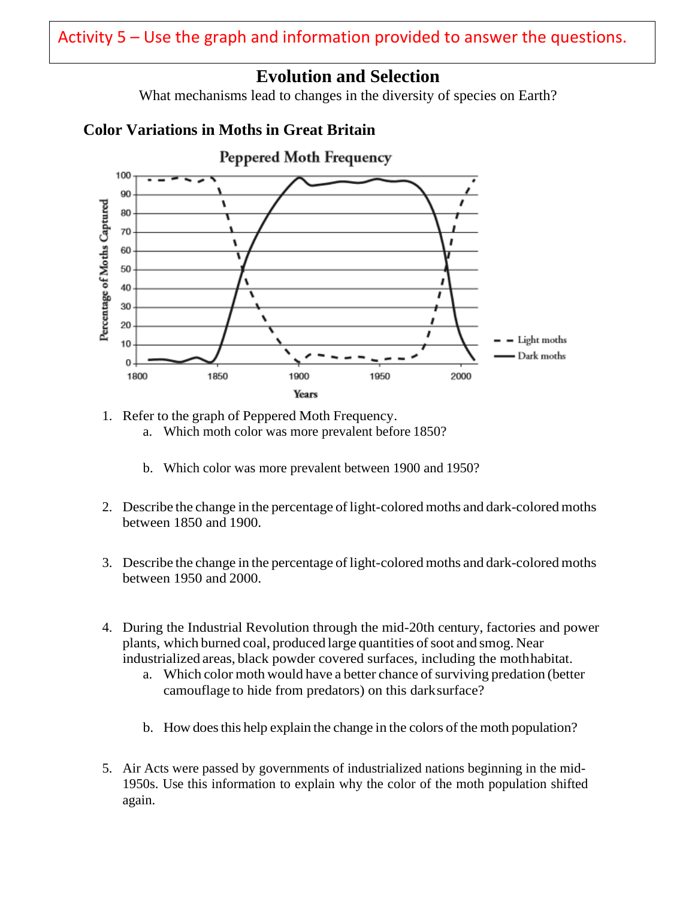Activity 5 – Use the graph and information provided to answer the questions.

# Evolution and Selection

What mechanisms lead to changes in the diversity of species on Earth?

## Color Variations in Moths in Great Britain

Peppered Moth Frequency

Percentage of Moths Captured

100
90
80
70
60
50
40
30
20
10
0

1800
1850
1900
1950
2000

Years

Light moths
Dark moths

1. Refer to the graph of Peppered Moth Frequency.
   a. Which moth color was more prevalent before 1850?

   b. Which color was more prevalent between 1900 and 1950?

2. Describe the change in the percentage of light-colored moths and dark-colored moths between 1850 and 1900.

3. Describe the change in the percentage of light-colored moths and dark-colored moths between 1950 and 2000.

4. During the Industrial Revolution through the mid-20th century, factories and power plants, which burned coal, produced large quantities of soot and smog. Near industrialized areas, black powder covered surfaces, including the moth habitat.
   a. Which color moth would have a better chance of surviving predation (better camouflage to hide from predators) on this dark surface?

   b. How does this help explain the change in the colors of the moth population?

5. Air Acts were passed by governments of industrialized nations beginning in the mid-1950s. Use this information to explain why the color of the moth population shifted again.